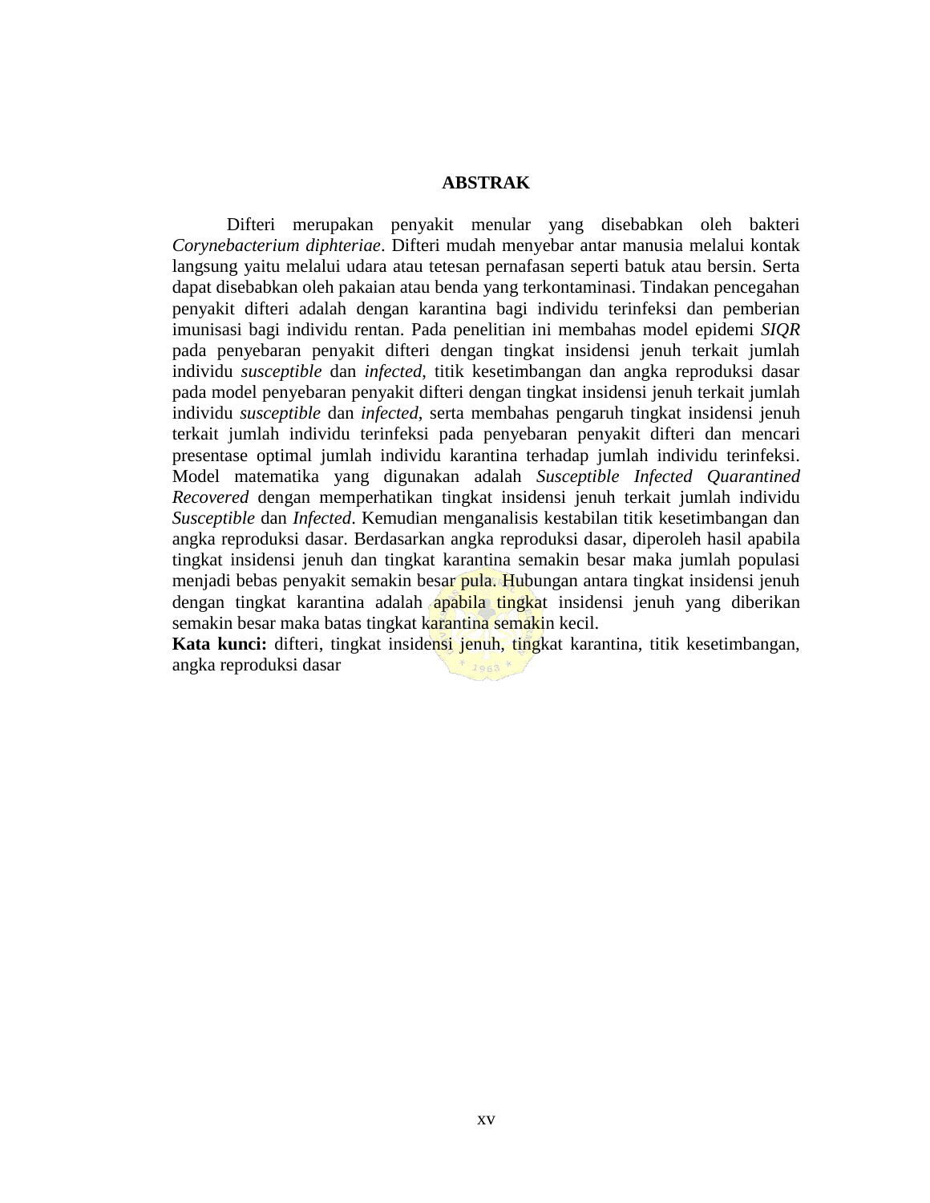# ABSTRAK

Difteri merupakan penyakit menular yang disebabkan oleh bakteri *Corynebacterium diphteriae*. Difteri mudah menyebar antar manusia melalui kontak langsung yaitu melalui udara atau tetesan pernafasan seperti batuk atau bersin. Serta dapat disebabkan oleh pakaian atau benda yang terkontaminasi. Tindakan pencegahan penyakit difteri adalah dengan karantina bagi individu terinfeksi dan pemberian imunisasi bagi individu rentan. Pada penelitian ini membahas model epidemi *SIQR* pada penyebaran penyakit difteri dengan tingkat insidensi jenuh terkait jumlah individu *susceptible* dan *infected*, titik kesetimbangan dan angka reproduksi dasar pada model penyebaran penyakit difteri dengan tingkat insidensi jenuh terkait jumlah individu *susceptible* dan *infected*, serta membahas pengaruh tingkat insidensi jenuh terkait jumlah individu terinfeksi pada penyebaran penyakit difteri dan mencari presentase optimal jumlah individu karantina terhadap jumlah individu terinfeksi. Model matematika yang digunakan adalah *Susceptible Infected Quarantined Recovered* dengan memperhatikan tingkat insidensi jenuh terkait jumlah individu *Susceptible* dan *Infected*. Kemudian menganalisis kestabilan titik kesetimbangan dan angka reproduksi dasar. Berdasarkan angka reproduksi dasar, diperoleh hasil apabila tingkat insidensi jenuh dan tingkat karantina semakin besar maka jumlah populasi menjadi bebas penyakit semakin besar pula. Hubungan antara tingkat insidensi jenuh dengan tingkat karantina adalah apabila tingkat insidensi jenuh yang diberikan semakin besar maka batas tingkat karantina semakin kecil.

**Kata kunci:** difteri, tingkat insidensi jenuh, tingkat karantina, titik kesetimbangan, angka reproduksi dasar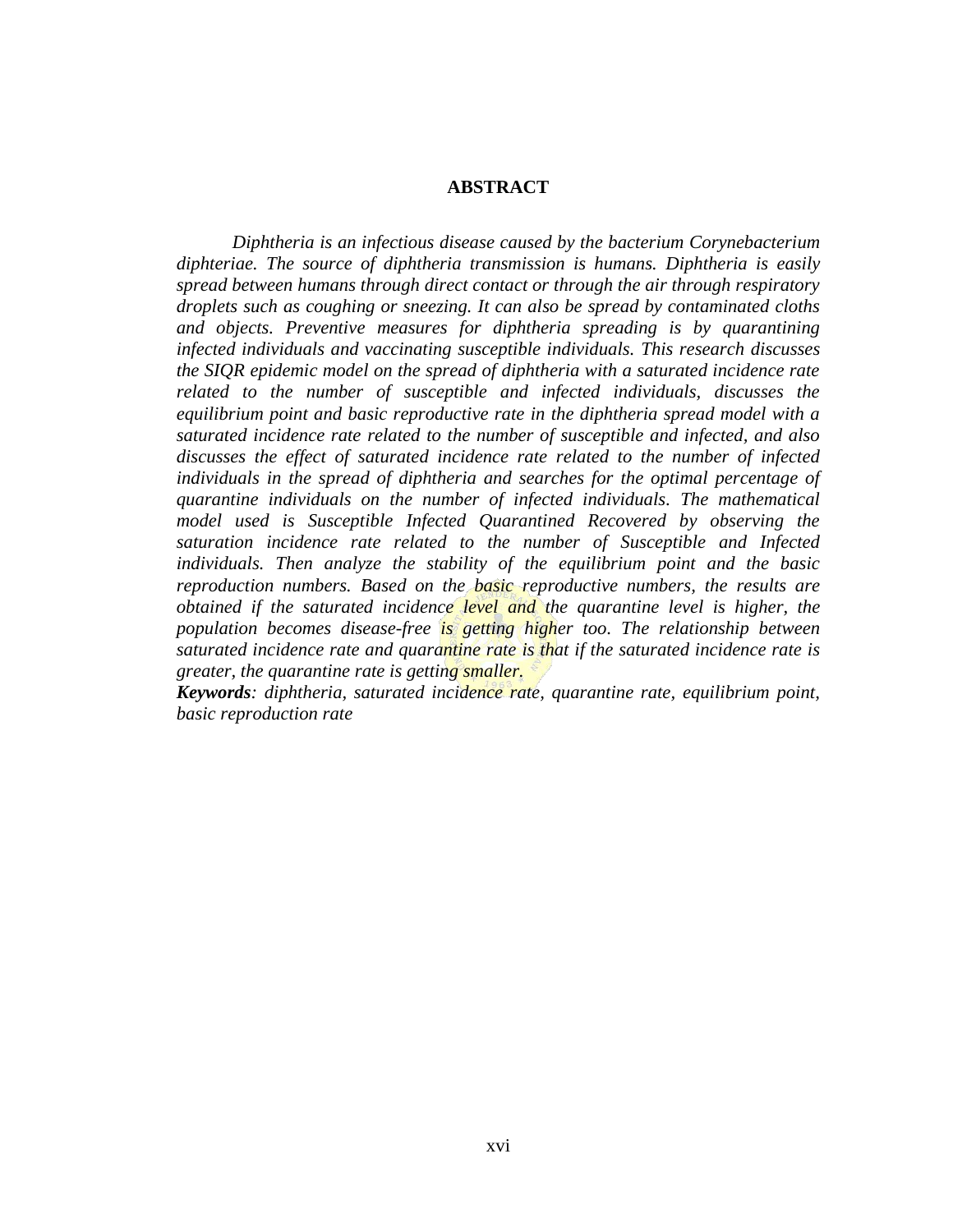# ABSTRACT

*Diphtheria is an infectious disease caused by the bacterium Corynebacterium diphteriae. The source of diphtheria transmission is humans. Diphtheria is easily spread between humans through direct contact or through the air through respiratory droplets such as coughing or sneezing. It can also be spread by contaminated cloths and objects. Preventive measures for diphtheria spreading is by quarantining infected individuals and vaccinating susceptible individuals. This research discusses the SIQR epidemic model on the spread of diphtheria with a saturated incidence rate related to the number of susceptible and infected individuals, discusses the equilibrium point and basic reproductive rate in the diphtheria spread model with a saturated incidence rate related to the number of susceptible and infected, and also discusses the effect of saturated incidence rate related to the number of infected individuals in the spread of diphtheria and searches for the optimal percentage of quarantine individuals on the number of infected individuals. The mathematical model used is Susceptible Infected Quarantined Recovered by observing the saturation incidence rate related to the number of Susceptible and Infected individuals. Then analyze the stability of the equilibrium point and the basic reproduction numbers. Based on the basic reproductive numbers, the results are obtained if the saturated incidence level and the quarantine level is higher, the population becomes disease-free is getting higher too. The relationship between saturated incidence rate and quarantine rate is that if the saturated incidence rate is greater, the quarantine rate is getting smaller.*

***Keywords****: diphtheria, saturated incidence rate, quarantine rate, equilibrium point, basic reproduction rate*